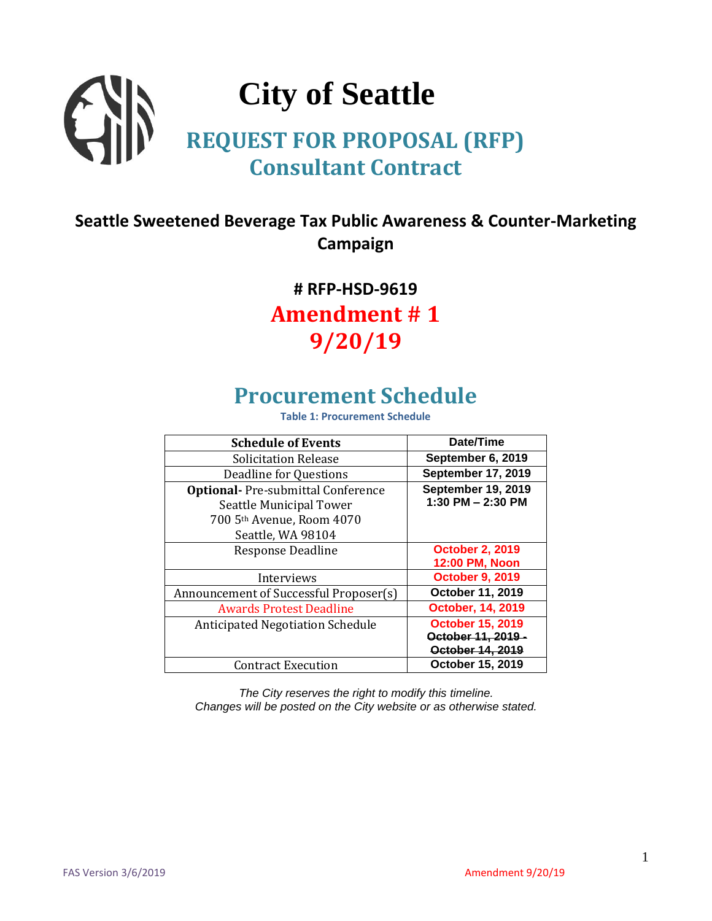# City of Seattle

## REQUEST FOR PROPOSAL (RFP) Consultant Contract

### Seattle Sweetened Beverage Tax Public Awareness & Counter-Marketing Campaign

### # RFP-HSD-9619

## Amendment # 1 9/20/19

## Procurement Schedule

**Table 1: Procurement Schedule**

| Schedule of Events | Date/Time |
|---|---|
| Solicitation Release | September 6, 2019 |
| Deadline for Questions | September 17, 2019 |
| **Optional-** Pre-submittal Conference Seattle Municipal Tower 700 5th Avenue, Room 4070 Seattle, WA 98104 | September 19, 2019 1:30 PM – 2:30 PM |
| Response Deadline | October 2, 2019 12:00 PM, Noon |
| Interviews | October 9, 2019 |
| Announcement of Successful Proposer(s) | October 11, 2019 |
| Awards Protest Deadline | October, 14, 2019 |
| Anticipated Negotiation Schedule | October 15, 2019 ~~October 11, 2019 - October 14, 2019~~ |
| Contract Execution | October 15, 2019 |

*The City reserves the right to modify this timeline.*
*Changes will be posted on the City website or as otherwise stated.*

FAS Version 3/6/2019 Amendment 9/20/19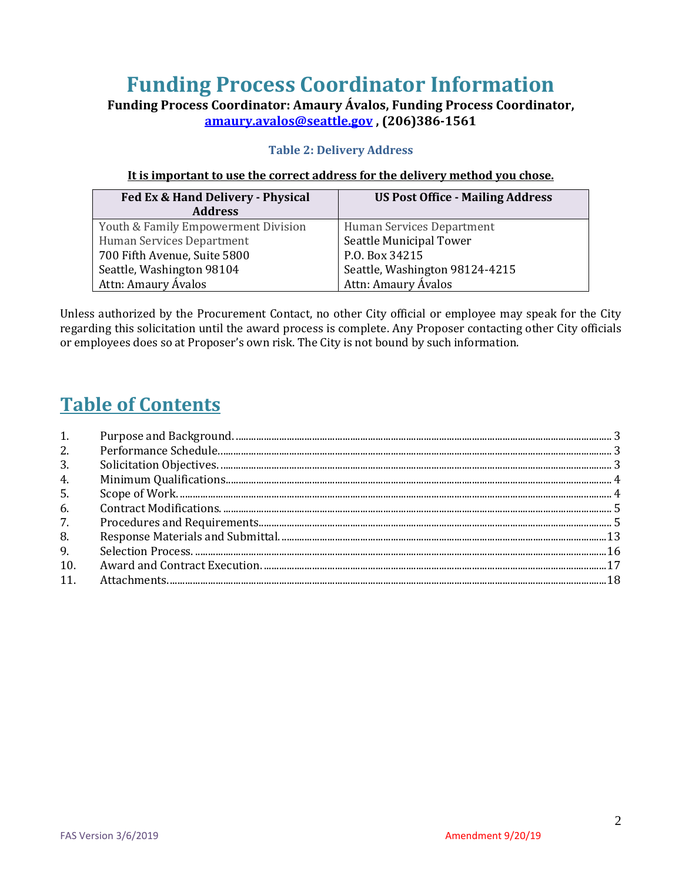# Funding Process Coordinator Information

**Funding Process Coordinator: Amaury Ávalos, Funding Process Coordinator, amaury.avalos@seattle.gov , (206)386-1561**

### Table 2: Delivery Address

**It is important to use the correct address for the delivery method you chose.**

| Fed Ex & Hand Delivery - Physical Address | US Post Office - Mailing Address |
|---|---|
| Youth & Family Empowerment Division<br>Human Services Department<br>700 Fifth Avenue, Suite 5800<br>Seattle, Washington 98104<br>Attn: Amaury Ávalos | Human Services Department<br>Seattle Municipal Tower<br>P.O. Box 34215<br>Seattle, Washington 98124-4215<br>Attn: Amaury Ávalos |

Unless authorized by the Procurement Contact, no other City official or employee may speak for the City regarding this solicitation until the award process is complete. Any Proposer contacting other City officials or employees does so at Proposer's own risk. The City is not bound by such information.

## Table of Contents

1. Purpose and Background. ..... 3
2. Performance Schedule. ..... 3
3. Solicitation Objectives. ..... 3
4. Minimum Qualifications. ..... 4
5. Scope of Work. ..... 4
6. Contract Modifications. ..... 5
7. Procedures and Requirements. ..... 5
8. Response Materials and Submittal. ..... 13
9. Selection Process. ..... 16
10. Award and Contract Execution. ..... 17
11. Attachments. ..... 18

FAS Version 3/6/2019 Amendment 9/20/19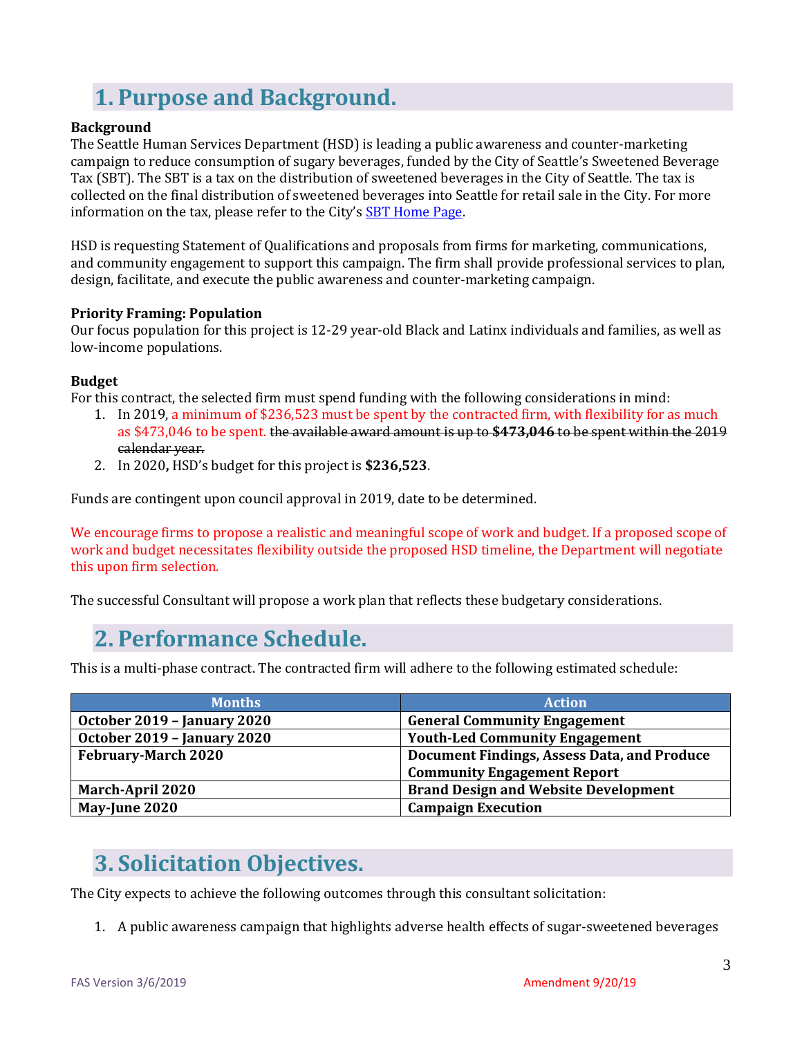# 1. Purpose and Background.

**Background**

The Seattle Human Services Department (HSD) is leading a public awareness and counter-marketing campaign to reduce consumption of sugary beverages, funded by the City of Seattle's Sweetened Beverage Tax (SBT). The SBT is a tax on the distribution of sweetened beverages in the City of Seattle. The tax is collected on the final distribution of sweetened beverages into Seattle for retail sale in the City. For more information on the tax, please refer to the City's SBT Home Page.

HSD is requesting Statement of Qualifications and proposals from firms for marketing, communications, and community engagement to support this campaign. The firm shall provide professional services to plan, design, facilitate, and execute the public awareness and counter-marketing campaign.

**Priority Framing: Population**

Our focus population for this project is 12-29 year-old Black and Latinx individuals and families, as well as low-income populations.

**Budget**

For this contract, the selected firm must spend funding with the following considerations in mind:

1. In 2019, a minimum of $236,523 must be spent by the contracted firm, with flexibility for as much as $473,046 to be spent. ~~the available award amount is up to **$473,046** to be spent within the 2019 calendar year.~~
2. In 2020**,** HSD's budget for this project is **$236,523**.

Funds are contingent upon council approval in 2019, date to be determined.

We encourage firms to propose a realistic and meaningful scope of work and budget. If a proposed scope of work and budget necessitates flexibility outside the proposed HSD timeline, the Department will negotiate this upon firm selection.

The successful Consultant will propose a work plan that reflects these budgetary considerations.

# 2. Performance Schedule.

This is a multi-phase contract. The contracted firm will adhere to the following estimated schedule:

| Months | Action |
|---|---|
| **October 2019 – January 2020** | **General Community Engagement** |
| **October 2019 – January 2020** | **Youth-Led Community Engagement** |
| **February-March 2020** | **Document Findings, Assess Data, and Produce Community Engagement Report** |
| **March-April 2020** | **Brand Design and Website Development** |
| **May-June 2020** | **Campaign Execution** |

# 3. Solicitation Objectives.

The City expects to achieve the following outcomes through this consultant solicitation:

1. A public awareness campaign that highlights adverse health effects of sugar-sweetened beverages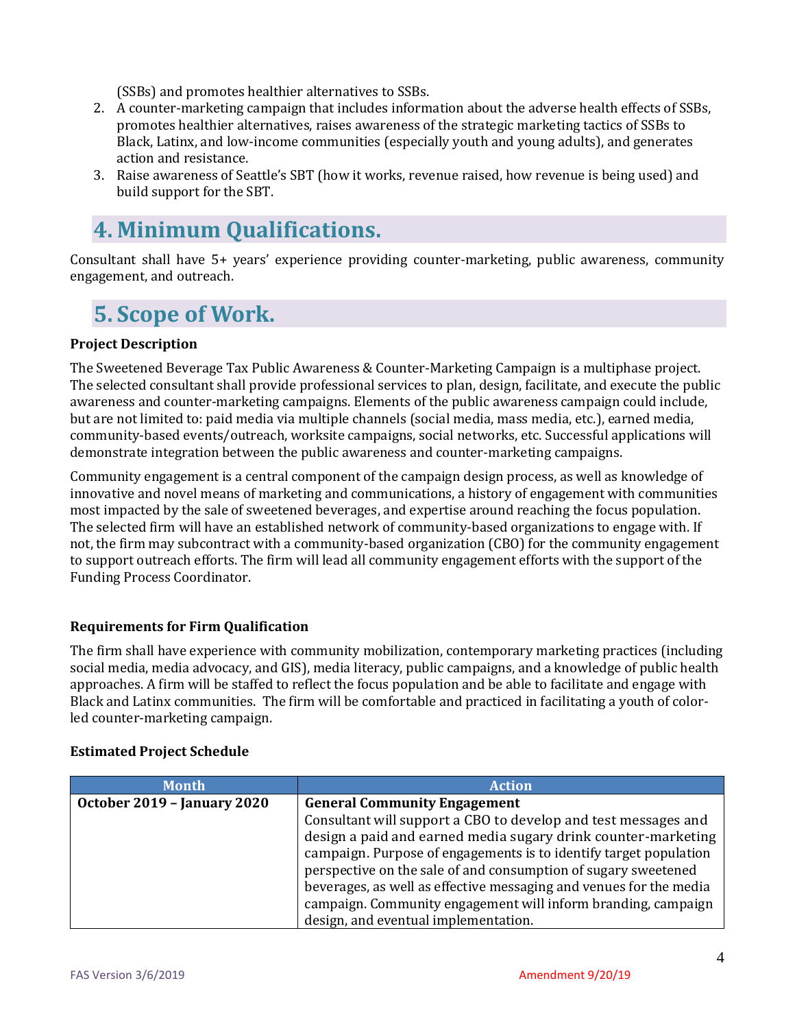(SSBs) and promotes healthier alternatives to SSBs.

2. A counter-marketing campaign that includes information about the adverse health effects of SSBs, promotes healthier alternatives, raises awareness of the strategic marketing tactics of SSBs to Black, Latinx, and low-income communities (especially youth and young adults), and generates action and resistance.
3. Raise awareness of Seattle's SBT (how it works, revenue raised, how revenue is being used) and build support for the SBT.

# 4. Minimum Qualifications.

Consultant shall have 5+ years' experience providing counter-marketing, public awareness, community engagement, and outreach.

# 5. Scope of Work.

**Project Description**

The Sweetened Beverage Tax Public Awareness & Counter-Marketing Campaign is a multiphase project. The selected consultant shall provide professional services to plan, design, facilitate, and execute the public awareness and counter-marketing campaigns. Elements of the public awareness campaign could include, but are not limited to: paid media via multiple channels (social media, mass media, etc.), earned media, community-based events/outreach, worksite campaigns, social networks, etc. Successful applications will demonstrate integration between the public awareness and counter-marketing campaigns.

Community engagement is a central component of the campaign design process, as well as knowledge of innovative and novel means of marketing and communications, a history of engagement with communities most impacted by the sale of sweetened beverages, and expertise around reaching the focus population. The selected firm will have an established network of community-based organizations to engage with. If not, the firm may subcontract with a community-based organization (CBO) for the community engagement to support outreach efforts. The firm will lead all community engagement efforts with the support of the Funding Process Coordinator.

**Requirements for Firm Qualification**

The firm shall have experience with community mobilization, contemporary marketing practices (including social media, media advocacy, and GIS), media literacy, public campaigns, and a knowledge of public health approaches. A firm will be staffed to reflect the focus population and be able to facilitate and engage with Black and Latinx communities. The firm will be comfortable and practiced in facilitating a youth of color-led counter-marketing campaign.

**Estimated Project Schedule**

| Month | Action |
| --- | --- |
| **October 2019 – January 2020** | **General Community Engagement**<br>Consultant will support a CBO to develop and test messages and design a paid and earned media sugary drink counter-marketing campaign. Purpose of engagements is to identify target population perspective on the sale of and consumption of sugary sweetened beverages, as well as effective messaging and venues for the media campaign. Community engagement will inform branding, campaign design, and eventual implementation. |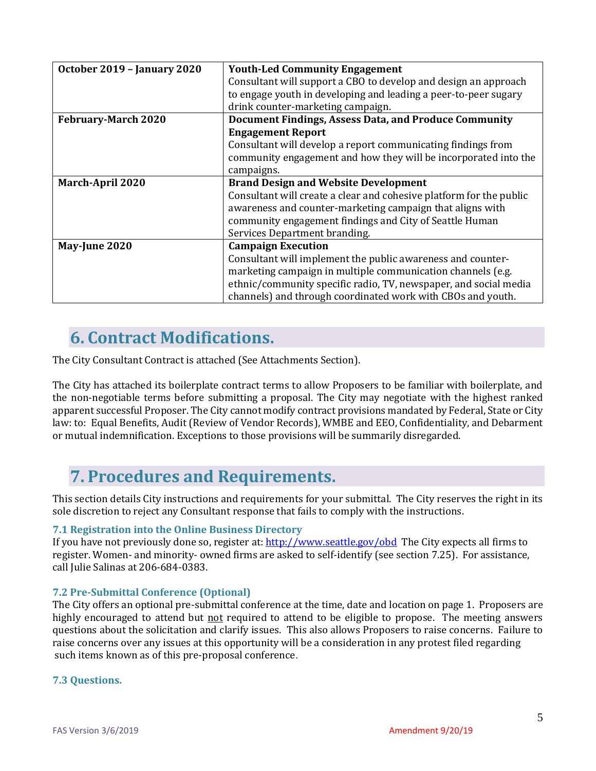| October 2019 – January 2020 | **Youth-Led Community Engagement**<br>Consultant will support a CBO to develop and design an approach to engage youth in developing and leading a peer-to-peer sugary drink counter-marketing campaign. |
|---|---|
| **February-March 2020** | **Document Findings, Assess Data, and Produce Community Engagement Report**<br>Consultant will develop a report communicating findings from community engagement and how they will be incorporated into the campaigns. |
| **March-April 2020** | **Brand Design and Website Development**<br>Consultant will create a clear and cohesive platform for the public awareness and counter-marketing campaign that aligns with community engagement findings and City of Seattle Human Services Department branding. |
| **May-June 2020** | **Campaign Execution**<br>Consultant will implement the public awareness and counter-marketing campaign in multiple communication channels (e.g. ethnic/community specific radio, TV, newspaper, and social media channels) and through coordinated work with CBOs and youth. |

## 6. Contract Modifications.

The City Consultant Contract is attached (See Attachments Section).

The City has attached its boilerplate contract terms to allow Proposers to be familiar with boilerplate, and the non-negotiable terms before submitting a proposal. The City may negotiate with the highest ranked apparent successful Proposer. The City cannot modify contract provisions mandated by Federal, State or City law: to: Equal Benefits, Audit (Review of Vendor Records), WMBE and EEO, Confidentiality, and Debarment or mutual indemnification. Exceptions to those provisions will be summarily disregarded.

## 7. Procedures and Requirements.

This section details City instructions and requirements for your submittal. The City reserves the right in its sole discretion to reject any Consultant response that fails to comply with the instructions.

### 7.1 Registration into the Online Business Directory

If you have not previously done so, register at: http://www.seattle.gov/obd The City expects all firms to register. Women- and minority- owned firms are asked to self-identify (see section 7.25). For assistance, call Julie Salinas at 206-684-0383.

### 7.2 Pre-Submittal Conference (Optional)

The City offers an optional pre-submittal conference at the time, date and location on page 1. Proposers are highly encouraged to attend but <u>not</u> required to attend to be eligible to propose. The meeting answers questions about the solicitation and clarify issues. This also allows Proposers to raise concerns. Failure to raise concerns over any issues at this opportunity will be a consideration in any protest filed regarding such items known as of this pre-proposal conference.

### 7.3 Questions.

FAS Version 3/6/2019 Amendment 9/20/19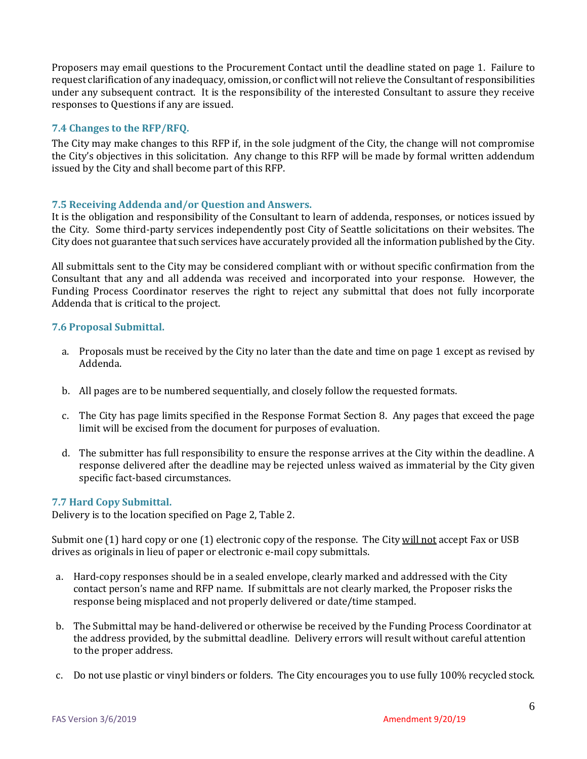Proposers may email questions to the Procurement Contact until the deadline stated on page 1. Failure to request clarification of any inadequacy, omission, or conflict will not relieve the Consultant of responsibilities under any subsequent contract. It is the responsibility of the interested Consultant to assure they receive responses to Questions if any are issued.

### 7.4 Changes to the RFP/RFQ.

The City may make changes to this RFP if, in the sole judgment of the City, the change will not compromise the City's objectives in this solicitation. Any change to this RFP will be made by formal written addendum issued by the City and shall become part of this RFP.

### 7.5 Receiving Addenda and/or Question and Answers.

It is the obligation and responsibility of the Consultant to learn of addenda, responses, or notices issued by the City. Some third-party services independently post City of Seattle solicitations on their websites. The City does not guarantee that such services have accurately provided all the information published by the City.

All submittals sent to the City may be considered compliant with or without specific confirmation from the Consultant that any and all addenda was received and incorporated into your response. However, the Funding Process Coordinator reserves the right to reject any submittal that does not fully incorporate Addenda that is critical to the project.

### 7.6 Proposal Submittal.

a. Proposals must be received by the City no later than the date and time on page 1 except as revised by Addenda.

b. All pages are to be numbered sequentially, and closely follow the requested formats.

c. The City has page limits specified in the Response Format Section 8. Any pages that exceed the page limit will be excised from the document for purposes of evaluation.

d. The submitter has full responsibility to ensure the response arrives at the City within the deadline. A response delivered after the deadline may be rejected unless waived as immaterial by the City given specific fact-based circumstances.

### 7.7 Hard Copy Submittal.

Delivery is to the location specified on Page 2, Table 2.

Submit one (1) hard copy or one (1) electronic copy of the response. The City <u>will not</u> accept Fax or USB drives as originals in lieu of paper or electronic e-mail copy submittals.

a. Hard-copy responses should be in a sealed envelope, clearly marked and addressed with the City contact person's name and RFP name. If submittals are not clearly marked, the Proposer risks the response being misplaced and not properly delivered or date/time stamped.

b. The Submittal may be hand-delivered or otherwise be received by the Funding Process Coordinator at the address provided, by the submittal deadline. Delivery errors will result without careful attention to the proper address.

c. Do not use plastic or vinyl binders or folders. The City encourages you to use fully 100% recycled stock.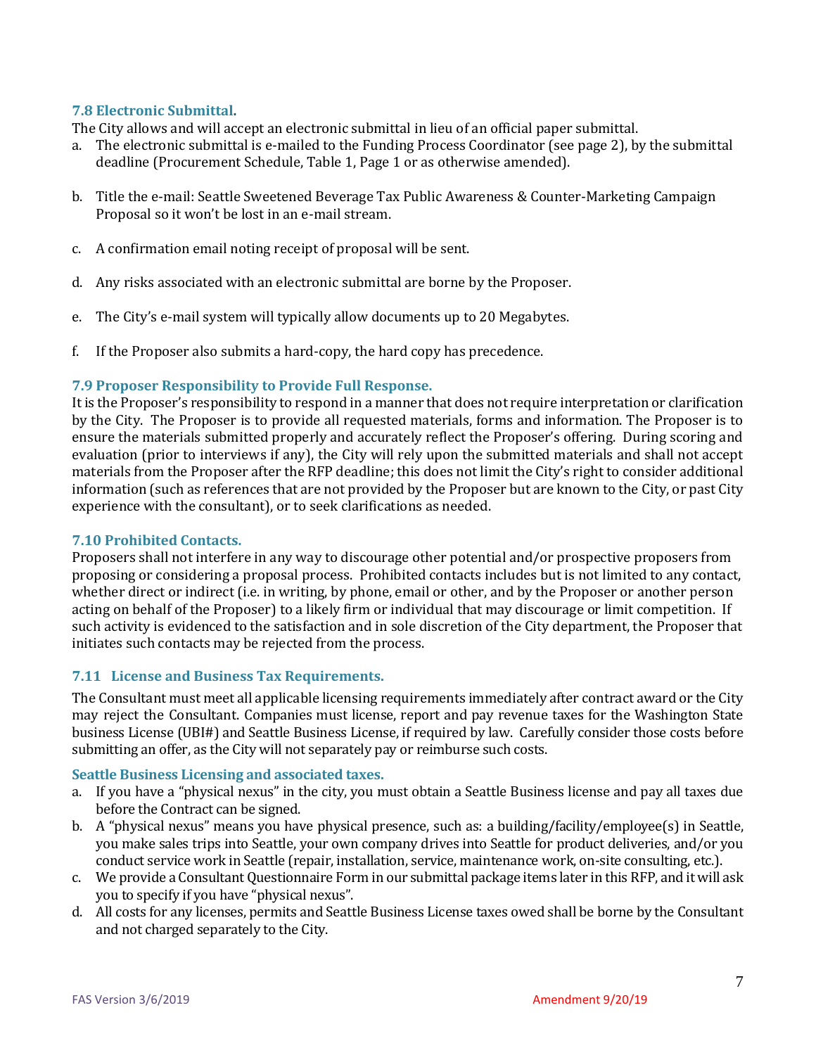### 7.8 Electronic Submittal.

The City allows and will accept an electronic submittal in lieu of an official paper submittal.

a. The electronic submittal is e-mailed to the Funding Process Coordinator (see page 2), by the submittal deadline (Procurement Schedule, Table 1, Page 1 or as otherwise amended).

b. Title the e-mail: Seattle Sweetened Beverage Tax Public Awareness & Counter-Marketing Campaign Proposal so it won't be lost in an e-mail stream.

c. A confirmation email noting receipt of proposal will be sent.

d. Any risks associated with an electronic submittal are borne by the Proposer.

e. The City's e-mail system will typically allow documents up to 20 Megabytes.

f. If the Proposer also submits a hard-copy, the hard copy has precedence.

### 7.9 Proposer Responsibility to Provide Full Response.

It is the Proposer's responsibility to respond in a manner that does not require interpretation or clarification by the City. The Proposer is to provide all requested materials, forms and information. The Proposer is to ensure the materials submitted properly and accurately reflect the Proposer's offering. During scoring and evaluation (prior to interviews if any), the City will rely upon the submitted materials and shall not accept materials from the Proposer after the RFP deadline; this does not limit the City's right to consider additional information (such as references that are not provided by the Proposer but are known to the City, or past City experience with the consultant), or to seek clarifications as needed.

### 7.10 Prohibited Contacts.

Proposers shall not interfere in any way to discourage other potential and/or prospective proposers from proposing or considering a proposal process. Prohibited contacts includes but is not limited to any contact, whether direct or indirect (i.e. in writing, by phone, email or other, and by the Proposer or another person acting on behalf of the Proposer) to a likely firm or individual that may discourage or limit competition. If such activity is evidenced to the satisfaction and in sole discretion of the City department, the Proposer that initiates such contacts may be rejected from the process.

### 7.11 License and Business Tax Requirements.

The Consultant must meet all applicable licensing requirements immediately after contract award or the City may reject the Consultant. Companies must license, report and pay revenue taxes for the Washington State business License (UBI#) and Seattle Business License, if required by law. Carefully consider those costs before submitting an offer, as the City will not separately pay or reimburse such costs.

#### Seattle Business Licensing and associated taxes.

a. If you have a "physical nexus" in the city, you must obtain a Seattle Business license and pay all taxes due before the Contract can be signed.

b. A "physical nexus" means you have physical presence, such as: a building/facility/employee(s) in Seattle, you make sales trips into Seattle, your own company drives into Seattle for product deliveries, and/or you conduct service work in Seattle (repair, installation, service, maintenance work, on-site consulting, etc.).

c. We provide a Consultant Questionnaire Form in our submittal package items later in this RFP, and it will ask you to specify if you have "physical nexus".

d. All costs for any licenses, permits and Seattle Business License taxes owed shall be borne by the Consultant and not charged separately to the City.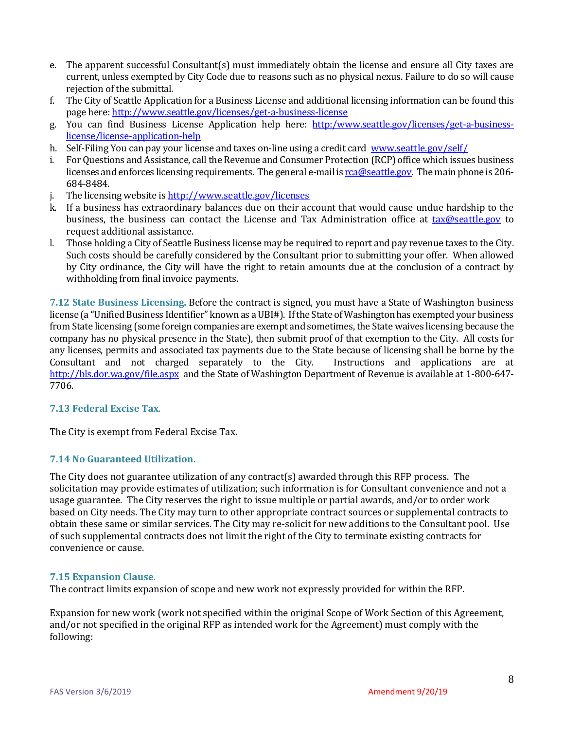e. The apparent successful Consultant(s) must immediately obtain the license and ensure all City taxes are current, unless exempted by City Code due to reasons such as no physical nexus. Failure to do so will cause rejection of the submittal.
f. The City of Seattle Application for a Business License and additional licensing information can be found this page here: http://www.seattle.gov/licenses/get-a-business-license
g. You can find Business License Application help here: http:/www.seattle.gov/licenses/get-a-business-license/license-application-help
h. Self-Filing You can pay your license and taxes on-line using a credit card www.seattle.gov/self/
i. For Questions and Assistance, call the Revenue and Consumer Protection (RCP) office which issues business licenses and enforces licensing requirements. The general e-mail is rca@seattle.gov. The main phone is 206-684-8484.
j. The licensing website is http://www.seattle.gov/licenses
k. If a business has extraordinary balances due on their account that would cause undue hardship to the business, the business can contact the License and Tax Administration office at tax@seattle.gov to request additional assistance.
l. Those holding a City of Seattle Business license may be required to report and pay revenue taxes to the City. Such costs should be carefully considered by the Consultant prior to submitting your offer. When allowed by City ordinance, the City will have the right to retain amounts due at the conclusion of a contract by withholding from final invoice payments.

**7.12 State Business Licensing.** Before the contract is signed, you must have a State of Washington business license (a "Unified Business Identifier" known as a UBI#). If the State of Washington has exempted your business from State licensing (some foreign companies are exempt and sometimes, the State waives licensing because the company has no physical presence in the State), then submit proof of that exemption to the City. All costs for any licenses, permits and associated tax payments due to the State because of licensing shall be borne by the Consultant and not charged separately to the City. Instructions and applications are at http://bls.dor.wa.gov/file.aspx and the State of Washington Department of Revenue is available at 1-800-647-7706.

### 7.13 Federal Excise Tax.

The City is exempt from Federal Excise Tax.

### 7.14 No Guaranteed Utilization.

The City does not guarantee utilization of any contract(s) awarded through this RFP process. The solicitation may provide estimates of utilization; such information is for Consultant convenience and not a usage guarantee. The City reserves the right to issue multiple or partial awards, and/or to order work based on City needs. The City may turn to other appropriate contract sources or supplemental contracts to obtain these same or similar services. The City may re-solicit for new additions to the Consultant pool. Use of such supplemental contracts does not limit the right of the City to terminate existing contracts for convenience or cause.

### 7.15 Expansion Clause.

The contract limits expansion of scope and new work not expressly provided for within the RFP.

Expansion for new work (work not specified within the original Scope of Work Section of this Agreement, and/or not specified in the original RFP as intended work for the Agreement) must comply with the following: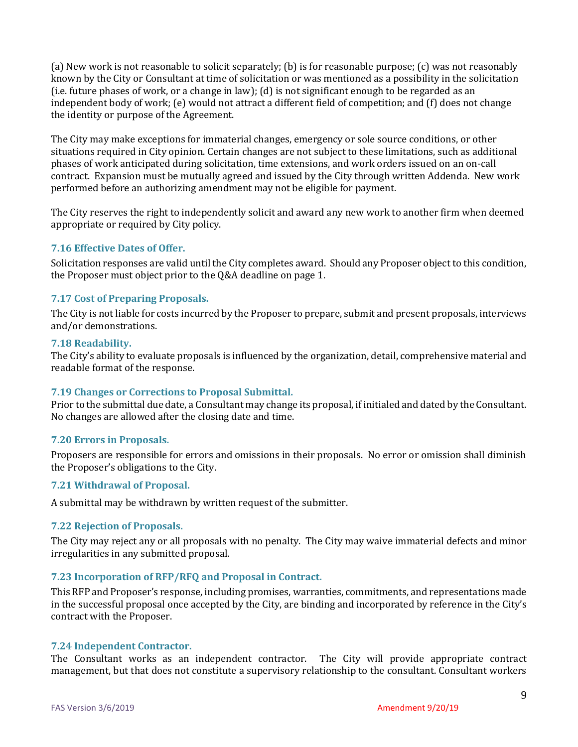(a) New work is not reasonable to solicit separately; (b) is for reasonable purpose; (c) was not reasonably known by the City or Consultant at time of solicitation or was mentioned as a possibility in the solicitation (i.e. future phases of work, or a change in law); (d) is not significant enough to be regarded as an independent body of work; (e) would not attract a different field of competition; and (f) does not change the identity or purpose of the Agreement.

The City may make exceptions for immaterial changes, emergency or sole source conditions, or other situations required in City opinion. Certain changes are not subject to these limitations, such as additional phases of work anticipated during solicitation, time extensions, and work orders issued on an on-call contract. Expansion must be mutually agreed and issued by the City through written Addenda. New work performed before an authorizing amendment may not be eligible for payment.

The City reserves the right to independently solicit and award any new work to another firm when deemed appropriate or required by City policy.

### 7.16 Effective Dates of Offer.

Solicitation responses are valid until the City completes award. Should any Proposer object to this condition, the Proposer must object prior to the Q&A deadline on page 1.

### 7.17 Cost of Preparing Proposals.

The City is not liable for costs incurred by the Proposer to prepare, submit and present proposals, interviews and/or demonstrations.

### 7.18 Readability.

The City's ability to evaluate proposals is influenced by the organization, detail, comprehensive material and readable format of the response.

### 7.19 Changes or Corrections to Proposal Submittal.

Prior to the submittal due date, a Consultant may change its proposal, if initialed and dated by the Consultant. No changes are allowed after the closing date and time.

### 7.20 Errors in Proposals.

Proposers are responsible for errors and omissions in their proposals. No error or omission shall diminish the Proposer's obligations to the City.

### 7.21 Withdrawal of Proposal.

A submittal may be withdrawn by written request of the submitter.

### 7.22 Rejection of Proposals.

The City may reject any or all proposals with no penalty. The City may waive immaterial defects and minor irregularities in any submitted proposal.

### 7.23 Incorporation of RFP/RFQ and Proposal in Contract.

This RFP and Proposer's response, including promises, warranties, commitments, and representations made in the successful proposal once accepted by the City, are binding and incorporated by reference in the City's contract with the Proposer.

### 7.24 Independent Contractor.

The Consultant works as an independent contractor. The City will provide appropriate contract management, but that does not constitute a supervisory relationship to the consultant. Consultant workers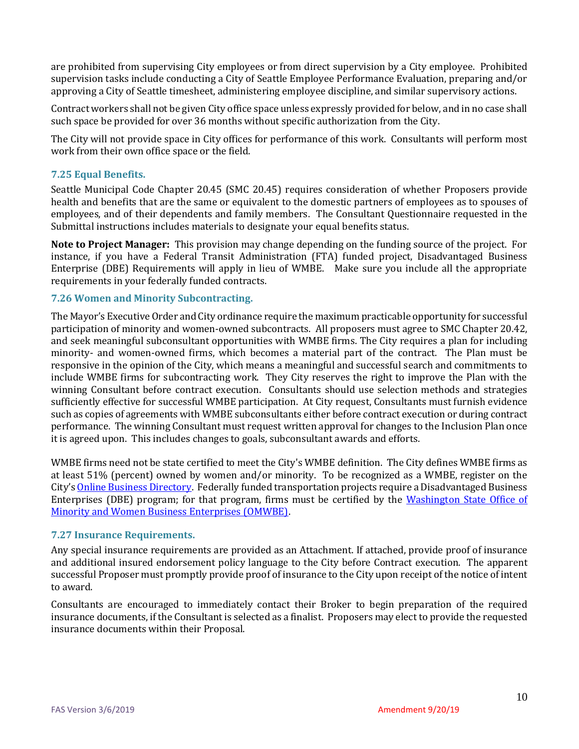are prohibited from supervising City employees or from direct supervision by a City employee. Prohibited supervision tasks include conducting a City of Seattle Employee Performance Evaluation, preparing and/or approving a City of Seattle timesheet, administering employee discipline, and similar supervisory actions.

Contract workers shall not be given City office space unless expressly provided for below, and in no case shall such space be provided for over 36 months without specific authorization from the City.

The City will not provide space in City offices for performance of this work. Consultants will perform most work from their own office space or the field.

### 7.25 Equal Benefits.

Seattle Municipal Code Chapter 20.45 (SMC 20.45) requires consideration of whether Proposers provide health and benefits that are the same or equivalent to the domestic partners of employees as to spouses of employees, and of their dependents and family members. The Consultant Questionnaire requested in the Submittal instructions includes materials to designate your equal benefits status.

**Note to Project Manager:** This provision may change depending on the funding source of the project. For instance, if you have a Federal Transit Administration (FTA) funded project, Disadvantaged Business Enterprise (DBE) Requirements will apply in lieu of WMBE. Make sure you include all the appropriate requirements in your federally funded contracts.

### 7.26 Women and Minority Subcontracting.

The Mayor's Executive Order and City ordinance require the maximum practicable opportunity for successful participation of minority and women-owned subcontracts. All proposers must agree to SMC Chapter 20.42, and seek meaningful subconsultant opportunities with WMBE firms. The City requires a plan for including minority- and women-owned firms, which becomes a material part of the contract. The Plan must be responsive in the opinion of the City, which means a meaningful and successful search and commitments to include WMBE firms for subcontracting work. They City reserves the right to improve the Plan with the winning Consultant before contract execution. Consultants should use selection methods and strategies sufficiently effective for successful WMBE participation. At City request, Consultants must furnish evidence such as copies of agreements with WMBE subconsultants either before contract execution or during contract performance. The winning Consultant must request written approval for changes to the Inclusion Plan once it is agreed upon. This includes changes to goals, subconsultant awards and efforts.

WMBE firms need not be state certified to meet the City's WMBE definition. The City defines WMBE firms as at least 51% (percent) owned by women and/or minority. To be recognized as a WMBE, register on the City's Online Business Directory. Federally funded transportation projects require a Disadvantaged Business Enterprises (DBE) program; for that program, firms must be certified by the Washington State Office of Minority and Women Business Enterprises (OMWBE).

### 7.27 Insurance Requirements.

Any special insurance requirements are provided as an Attachment. If attached, provide proof of insurance and additional insured endorsement policy language to the City before Contract execution. The apparent successful Proposer must promptly provide proof of insurance to the City upon receipt of the notice of intent to award.

Consultants are encouraged to immediately contact their Broker to begin preparation of the required insurance documents, if the Consultant is selected as a finalist. Proposers may elect to provide the requested insurance documents within their Proposal.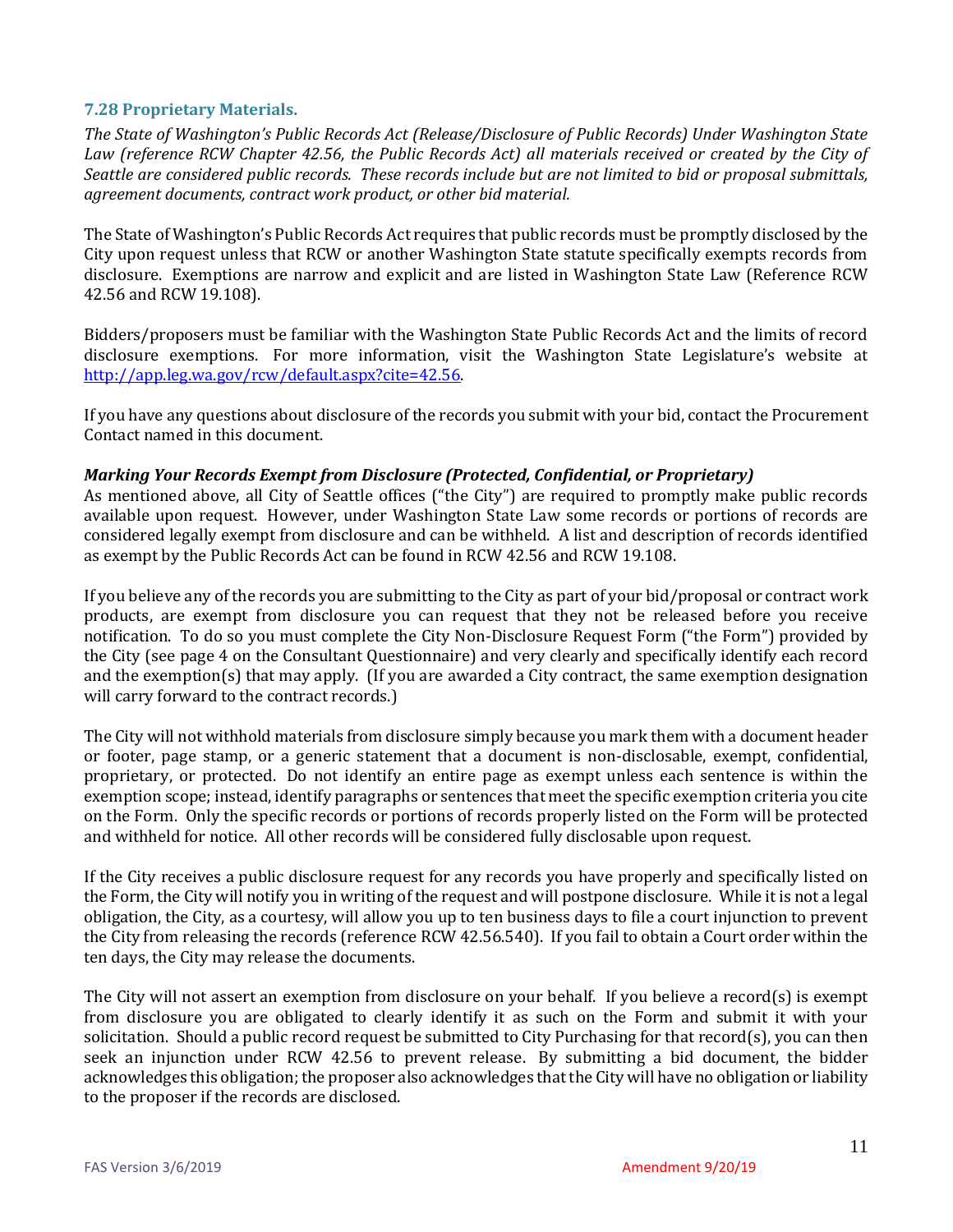### 7.28 Proprietary Materials.

*The State of Washington's Public Records Act (Release/Disclosure of Public Records) Under Washington State Law (reference RCW Chapter 42.56, the Public Records Act) all materials received or created by the City of Seattle are considered public records. These records include but are not limited to bid or proposal submittals, agreement documents, contract work product, or other bid material.*

The State of Washington's Public Records Act requires that public records must be promptly disclosed by the City upon request unless that RCW or another Washington State statute specifically exempts records from disclosure. Exemptions are narrow and explicit and are listed in Washington State Law (Reference RCW 42.56 and RCW 19.108).

Bidders/proposers must be familiar with the Washington State Public Records Act and the limits of record disclosure exemptions. For more information, visit the Washington State Legislature's website at [http://app.leg.wa.gov/rcw/default.aspx?cite=42.56](http://app.leg.wa.gov/rcw/default.aspx?cite=42.56).

If you have any questions about disclosure of the records you submit with your bid, contact the Procurement Contact named in this document.

***Marking Your Records Exempt from Disclosure (Protected, Confidential, or Proprietary)***

As mentioned above, all City of Seattle offices ("the City") are required to promptly make public records available upon request. However, under Washington State Law some records or portions of records are considered legally exempt from disclosure and can be withheld. A list and description of records identified as exempt by the Public Records Act can be found in RCW 42.56 and RCW 19.108.

If you believe any of the records you are submitting to the City as part of your bid/proposal or contract work products, are exempt from disclosure you can request that they not be released before you receive notification. To do so you must complete the City Non-Disclosure Request Form ("the Form") provided by the City (see page 4 on the Consultant Questionnaire) and very clearly and specifically identify each record and the exemption(s) that may apply. (If you are awarded a City contract, the same exemption designation will carry forward to the contract records.)

The City will not withhold materials from disclosure simply because you mark them with a document header or footer, page stamp, or a generic statement that a document is non-disclosable, exempt, confidential, proprietary, or protected. Do not identify an entire page as exempt unless each sentence is within the exemption scope; instead, identify paragraphs or sentences that meet the specific exemption criteria you cite on the Form. Only the specific records or portions of records properly listed on the Form will be protected and withheld for notice. All other records will be considered fully disclosable upon request.

If the City receives a public disclosure request for any records you have properly and specifically listed on the Form, the City will notify you in writing of the request and will postpone disclosure. While it is not a legal obligation, the City, as a courtesy, will allow you up to ten business days to file a court injunction to prevent the City from releasing the records (reference RCW 42.56.540). If you fail to obtain a Court order within the ten days, the City may release the documents.

The City will not assert an exemption from disclosure on your behalf. If you believe a record(s) is exempt from disclosure you are obligated to clearly identify it as such on the Form and submit it with your solicitation. Should a public record request be submitted to City Purchasing for that record(s), you can then seek an injunction under RCW 42.56 to prevent release. By submitting a bid document, the bidder acknowledges this obligation; the proposer also acknowledges that the City will have no obligation or liability to the proposer if the records are disclosed.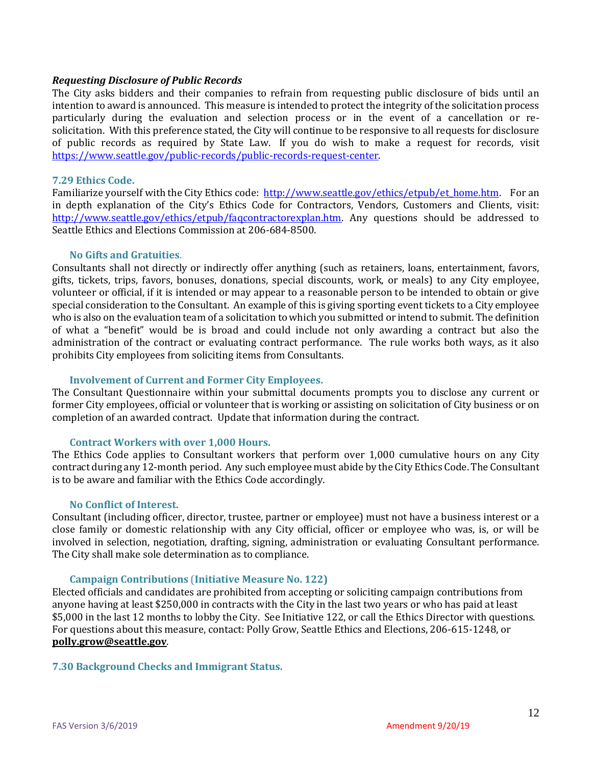***Requesting Disclosure of Public Records***

The City asks bidders and their companies to refrain from requesting public disclosure of bids until an intention to award is announced. This measure is intended to protect the integrity of the solicitation process particularly during the evaluation and selection process or in the event of a cancellation or re-solicitation. With this preference stated, the City will continue to be responsive to all requests for disclosure of public records as required by State Law. If you do wish to make a request for records, visit [https://www.seattle.gov/public-records/public-records-request-center](https://www.seattle.gov/public-records/public-records-request-center).

### 7.29 Ethics Code.

Familiarize yourself with the City Ethics code: [http://www.seattle.gov/ethics/etpub/et_home.htm](http://www.seattle.gov/ethics/etpub/et_home.htm). For an in depth explanation of the City's Ethics Code for Contractors, Vendors, Customers and Clients, visit: [http://www.seattle.gov/ethics/etpub/faqcontractorexplan.htm](http://www.seattle.gov/ethics/etpub/faqcontractorexplan.htm). Any questions should be addressed to Seattle Ethics and Elections Commission at 206-684-8500.

#### No Gifts and Gratuities.

Consultants shall not directly or indirectly offer anything (such as retainers, loans, entertainment, favors, gifts, tickets, trips, favors, bonuses, donations, special discounts, work, or meals) to any City employee, volunteer or official, if it is intended or may appear to a reasonable person to be intended to obtain or give special consideration to the Consultant. An example of this is giving sporting event tickets to a City employee who is also on the evaluation team of a solicitation to which you submitted or intend to submit. The definition of what a "benefit" would be is broad and could include not only awarding a contract but also the administration of the contract or evaluating contract performance. The rule works both ways, as it also prohibits City employees from soliciting items from Consultants.

#### Involvement of Current and Former City Employees.

The Consultant Questionnaire within your submittal documents prompts you to disclose any current or former City employees, official or volunteer that is working or assisting on solicitation of City business or on completion of an awarded contract. Update that information during the contract.

#### Contract Workers with over 1,000 Hours.

The Ethics Code applies to Consultant workers that perform over 1,000 cumulative hours on any City contract during any 12-month period. Any such employee must abide by the City Ethics Code. The Consultant is to be aware and familiar with the Ethics Code accordingly.

#### No Conflict of Interest.

Consultant (including officer, director, trustee, partner or employee) must not have a business interest or a close family or domestic relationship with any City official, officer or employee who was, is, or will be involved in selection, negotiation, drafting, signing, administration or evaluating Consultant performance. The City shall make sole determination as to compliance.

#### Campaign Contributions (Initiative Measure No. 122)

Elected officials and candidates are prohibited from accepting or soliciting campaign contributions from anyone having at least $250,000 in contracts with the City in the last two years or who has paid at least $5,000 in the last 12 months to lobby the City. See Initiative 122, or call the Ethics Director with questions. For questions about this measure, contact: Polly Grow, Seattle Ethics and Elections, 206-615-1248, or **polly.grow@seattle.gov**.

### 7.30 Background Checks and Immigrant Status.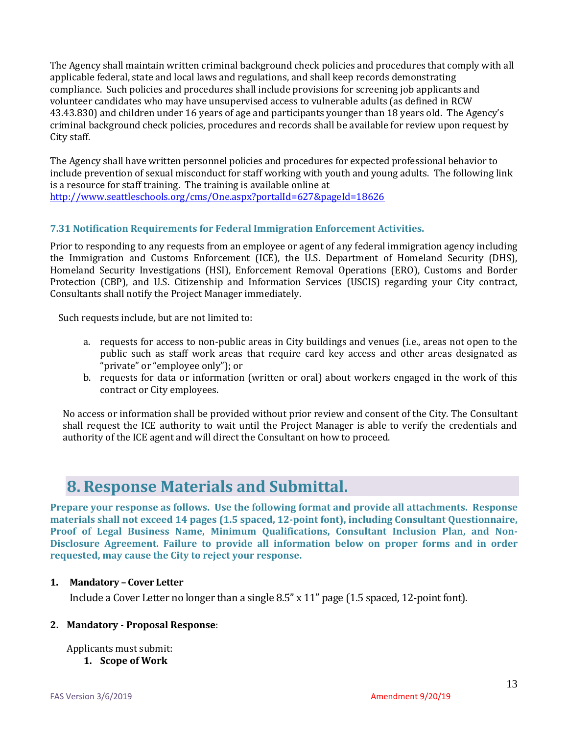The Agency shall maintain written criminal background check policies and procedures that comply with all applicable federal, state and local laws and regulations, and shall keep records demonstrating compliance. Such policies and procedures shall include provisions for screening job applicants and volunteer candidates who may have unsupervised access to vulnerable adults (as defined in RCW 43.43.830) and children under 16 years of age and participants younger than 18 years old. The Agency's criminal background check policies, procedures and records shall be available for review upon request by City staff.

The Agency shall have written personnel policies and procedures for expected professional behavior to include prevention of sexual misconduct for staff working with youth and young adults. The following link is a resource for staff training. The training is available online at http://www.seattleschools.org/cms/One.aspx?portalId=627&pageId=18626

### 7.31 Notification Requirements for Federal Immigration Enforcement Activities.

Prior to responding to any requests from an employee or agent of any federal immigration agency including the Immigration and Customs Enforcement (ICE), the U.S. Department of Homeland Security (DHS), Homeland Security Investigations (HSI), Enforcement Removal Operations (ERO), Customs and Border Protection (CBP), and U.S. Citizenship and Information Services (USCIS) regarding your City contract, Consultants shall notify the Project Manager immediately.

Such requests include, but are not limited to:

a. requests for access to non-public areas in City buildings and venues (i.e., areas not open to the public such as staff work areas that require card key access and other areas designated as "private" or "employee only"); or
b. requests for data or information (written or oral) about workers engaged in the work of this contract or City employees.

No access or information shall be provided without prior review and consent of the City. The Consultant shall request the ICE authority to wait until the Project Manager is able to verify the credentials and authority of the ICE agent and will direct the Consultant on how to proceed.

# 8. Response Materials and Submittal.

**Prepare your response as follows. Use the following format and provide all attachments. Response materials shall not exceed 14 pages (1.5 spaced, 12-point font), including Consultant Questionnaire, Proof of Legal Business Name, Minimum Qualifications, Consultant Inclusion Plan, and Non-Disclosure Agreement. Failure to provide all information below on proper forms and in order requested, may cause the City to reject your response.**

**1. Mandatory – Cover Letter**

Include a Cover Letter no longer than a single 8.5" x 11" page (1.5 spaced, 12-point font).

**2. Mandatory - Proposal Response**:

Applicants must submit:

1. **Scope of Work**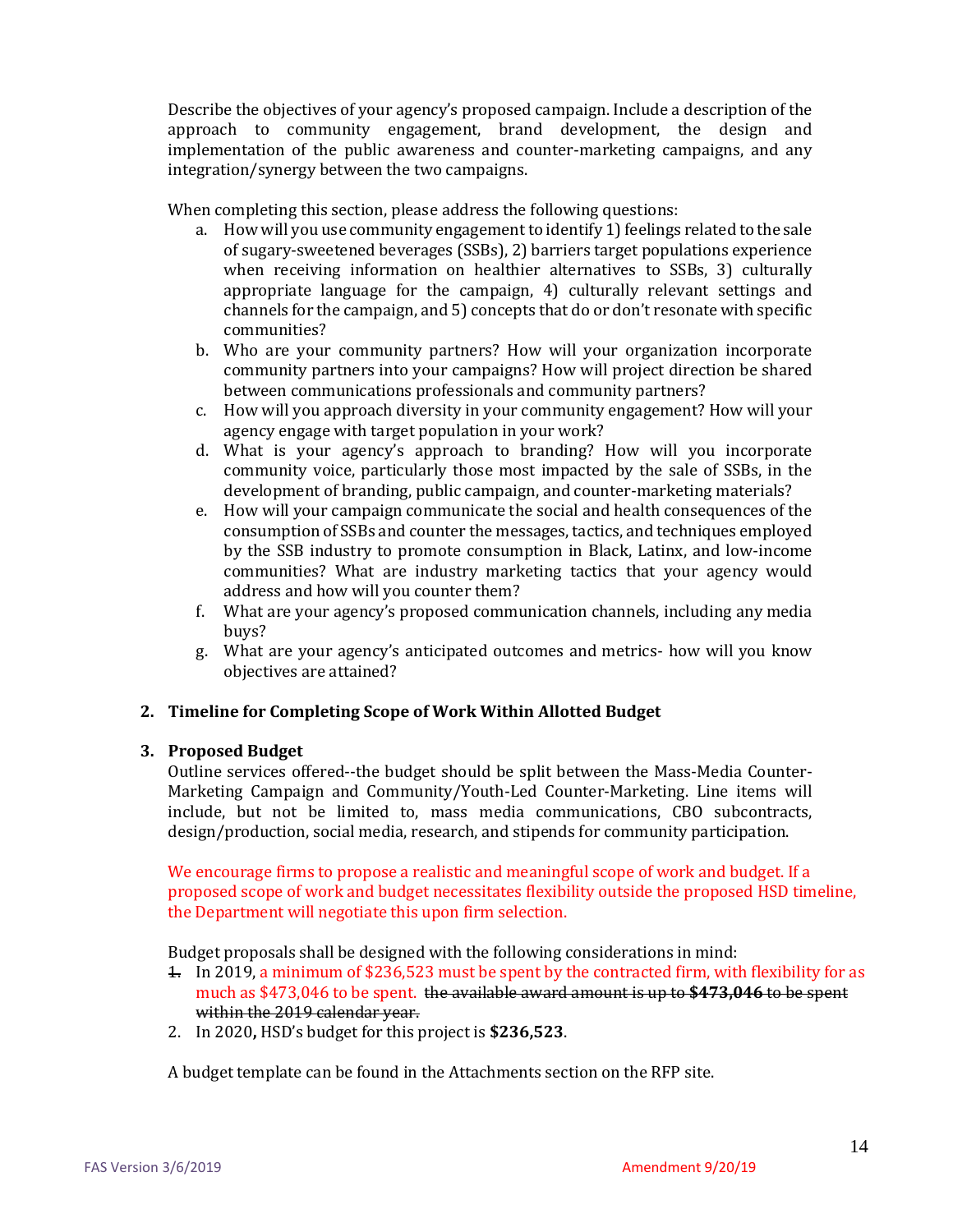Describe the objectives of your agency's proposed campaign. Include a description of the approach to community engagement, brand development, the design and implementation of the public awareness and counter-marketing campaigns, and any integration/synergy between the two campaigns.

When completing this section, please address the following questions:

a. How will you use community engagement to identify 1) feelings related to the sale of sugary-sweetened beverages (SSBs), 2) barriers target populations experience when receiving information on healthier alternatives to SSBs, 3) culturally appropriate language for the campaign, 4) culturally relevant settings and channels for the campaign, and 5) concepts that do or don't resonate with specific communities?
b. Who are your community partners? How will your organization incorporate community partners into your campaigns? How will project direction be shared between communications professionals and community partners?
c. How will you approach diversity in your community engagement? How will your agency engage with target population in your work?
d. What is your agency's approach to branding? How will you incorporate community voice, particularly those most impacted by the sale of SSBs, in the development of branding, public campaign, and counter-marketing materials?
e. How will your campaign communicate the social and health consequences of the consumption of SSBs and counter the messages, tactics, and techniques employed by the SSB industry to promote consumption in Black, Latinx, and low-income communities? What are industry marketing tactics that your agency would address and how will you counter them?
f. What are your agency's proposed communication channels, including any media buys?
g. What are your agency's anticipated outcomes and metrics- how will you know objectives are attained?

**2. Timeline for Completing Scope of Work Within Allotted Budget**

**3. Proposed Budget**

Outline services offered--the budget should be split between the Mass-Media Counter-Marketing Campaign and Community/Youth-Led Counter-Marketing. Line items will include, but not be limited to, mass media communications, CBO subcontracts, design/production, social media, research, and stipends for community participation.

We encourage firms to propose a realistic and meaningful scope of work and budget. If a proposed scope of work and budget necessitates flexibility outside the proposed HSD timeline, the Department will negotiate this upon firm selection.

Budget proposals shall be designed with the following considerations in mind:

1. In 2019, a minimum of $236,523 must be spent by the contracted firm, with flexibility for as much as $473,046 to be spent. ~~the available award amount is up to **$473,046** to be spent within the 2019 calendar year.~~
2. In 2020**,** HSD's budget for this project is **$236,523**.

A budget template can be found in the Attachments section on the RFP site.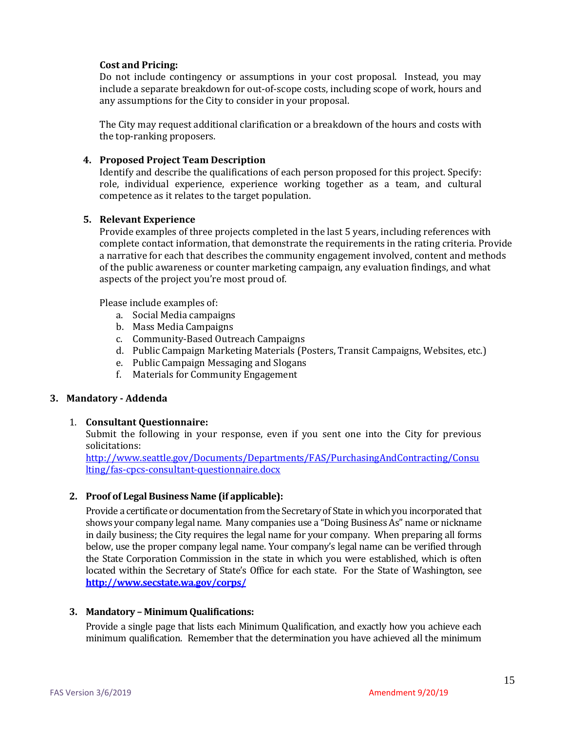**Cost and Pricing:**

Do not include contingency or assumptions in your cost proposal. Instead, you may include a separate breakdown for out-of-scope costs, including scope of work, hours and any assumptions for the City to consider in your proposal.

The City may request additional clarification or a breakdown of the hours and costs with the top-ranking proposers.

4. **Proposed Project Team Description**

   Identify and describe the qualifications of each person proposed for this project. Specify: role, individual experience, experience working together as a team, and cultural competence as it relates to the target population.

5. **Relevant Experience**

   Provide examples of three projects completed in the last 5 years, including references with complete contact information, that demonstrate the requirements in the rating criteria. Provide a narrative for each that describes the community engagement involved, content and methods of the public awareness or counter marketing campaign, any evaluation findings, and what aspects of the project you're most proud of.

   Please include examples of:

   a. Social Media campaigns
   b. Mass Media Campaigns
   c. Community-Based Outreach Campaigns
   d. Public Campaign Marketing Materials (Posters, Transit Campaigns, Websites, etc.)
   e. Public Campaign Messaging and Slogans
   f. Materials for Community Engagement

## 3. Mandatory - Addenda

1. **Consultant Questionnaire:**

   Submit the following in your response, even if you sent one into the City for previous solicitations:

   http://www.seattle.gov/Documents/Departments/FAS/PurchasingAndContracting/Consulting/fas-cpcs-consultant-questionnaire.docx

2. **Proof of Legal Business Name (if applicable):**

   Provide a certificate or documentation from the Secretary of State in which you incorporated that shows your company legal name. Many companies use a "Doing Business As" name or nickname in daily business; the City requires the legal name for your company. When preparing all forms below, use the proper company legal name. Your company's legal name can be verified through the State Corporation Commission in the state in which you were established, which is often located within the Secretary of State's Office for each state. For the State of Washington, see **http://www.secstate.wa.gov/corps/**

3. **Mandatory – Minimum Qualifications:**

   Provide a single page that lists each Minimum Qualification, and exactly how you achieve each minimum qualification. Remember that the determination you have achieved all the minimum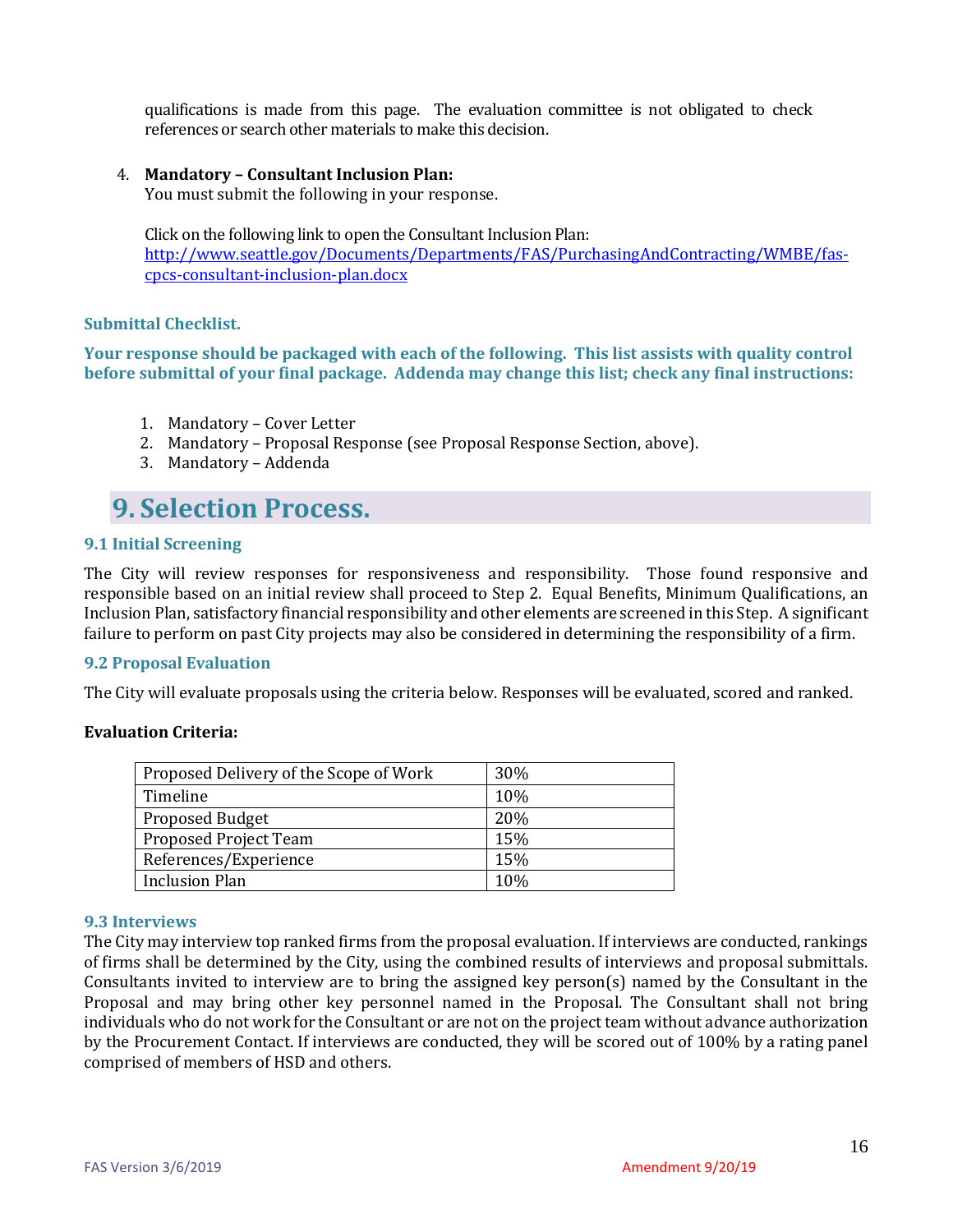qualifications is made from this page. The evaluation committee is not obligated to check references or search other materials to make this decision.

4. **Mandatory – Consultant Inclusion Plan:**
   You must submit the following in your response.

   Click on the following link to open the Consultant Inclusion Plan:
   [http://www.seattle.gov/Documents/Departments/FAS/PurchasingAndContracting/WMBE/fas-cpcs-consultant-inclusion-plan.docx](http://www.seattle.gov/Documents/Departments/FAS/PurchasingAndContracting/WMBE/fas-cpcs-consultant-inclusion-plan.docx)

### Submittal Checklist.

**Your response should be packaged with each of the following. This list assists with quality control before submittal of your final package. Addenda may change this list; check any final instructions:**

1. Mandatory – Cover Letter
2. Mandatory – Proposal Response (see Proposal Response Section, above).
3. Mandatory – Addenda

## 9. Selection Process.

### 9.1 Initial Screening

The City will review responses for responsiveness and responsibility. Those found responsive and responsible based on an initial review shall proceed to Step 2. Equal Benefits, Minimum Qualifications, an Inclusion Plan, satisfactory financial responsibility and other elements are screened in this Step. A significant failure to perform on past City projects may also be considered in determining the responsibility of a firm.

### 9.2 Proposal Evaluation

The City will evaluate proposals using the criteria below. Responses will be evaluated, scored and ranked.

**Evaluation Criteria:**

| Criteria | Weight |
|---|---|
| Proposed Delivery of the Scope of Work | 30% |
| Timeline | 10% |
| Proposed Budget | 20% |
| Proposed Project Team | 15% |
| References/Experience | 15% |
| Inclusion Plan | 10% |

### 9.3 Interviews

The City may interview top ranked firms from the proposal evaluation. If interviews are conducted, rankings of firms shall be determined by the City, using the combined results of interviews and proposal submittals. Consultants invited to interview are to bring the assigned key person(s) named by the Consultant in the Proposal and may bring other key personnel named in the Proposal. The Consultant shall not bring individuals who do not work for the Consultant or are not on the project team without advance authorization by the Procurement Contact. If interviews are conducted, they will be scored out of 100% by a rating panel comprised of members of HSD and others.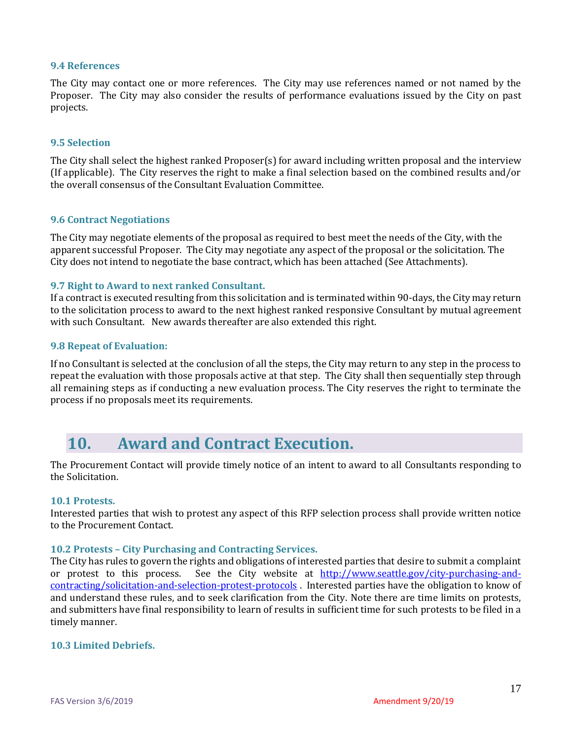### 9.4 References

The City may contact one or more references. The City may use references named or not named by the Proposer. The City may also consider the results of performance evaluations issued by the City on past projects.

### 9.5 Selection

The City shall select the highest ranked Proposer(s) for award including written proposal and the interview (If applicable). The City reserves the right to make a final selection based on the combined results and/or the overall consensus of the Consultant Evaluation Committee.

### 9.6 Contract Negotiations

The City may negotiate elements of the proposal as required to best meet the needs of the City, with the apparent successful Proposer. The City may negotiate any aspect of the proposal or the solicitation. The City does not intend to negotiate the base contract, which has been attached (See Attachments).

### 9.7 Right to Award to next ranked Consultant.

If a contract is executed resulting from this solicitation and is terminated within 90-days, the City may return to the solicitation process to award to the next highest ranked responsive Consultant by mutual agreement with such Consultant. New awards thereafter are also extended this right.

### 9.8 Repeat of Evaluation:

If no Consultant is selected at the conclusion of all the steps, the City may return to any step in the process to repeat the evaluation with those proposals active at that step. The City shall then sequentially step through all remaining steps as if conducting a new evaluation process. The City reserves the right to terminate the process if no proposals meet its requirements.

## 10. Award and Contract Execution.

The Procurement Contact will provide timely notice of an intent to award to all Consultants responding to the Solicitation.

### 10.1 Protests.

Interested parties that wish to protest any aspect of this RFP selection process shall provide written notice to the Procurement Contact.

### 10.2 Protests – City Purchasing and Contracting Services.

The City has rules to govern the rights and obligations of interested parties that desire to submit a complaint or protest to this process. See the City website at [http://www.seattle.gov/city-purchasing-and-contracting/solicitation-and-selection-protest-protocols](http://www.seattle.gov/city-purchasing-and-contracting/solicitation-and-selection-protest-protocols) . Interested parties have the obligation to know of and understand these rules, and to seek clarification from the City. Note there are time limits on protests, and submitters have final responsibility to learn of results in sufficient time for such protests to be filed in a timely manner.

### 10.3 Limited Debriefs.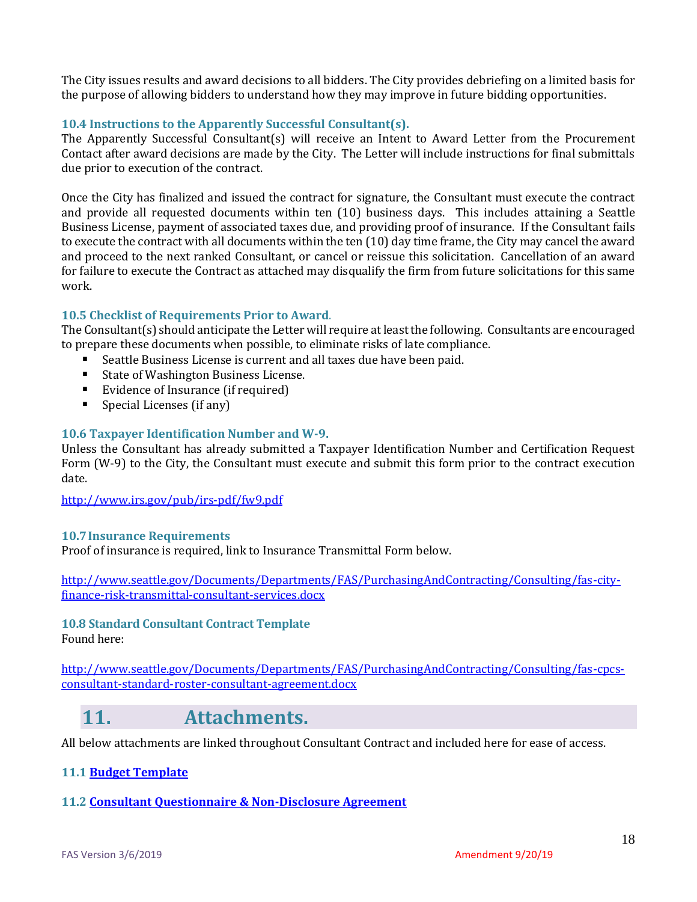The City issues results and award decisions to all bidders. The City provides debriefing on a limited basis for the purpose of allowing bidders to understand how they may improve in future bidding opportunities.

### 10.4 Instructions to the Apparently Successful Consultant(s).

The Apparently Successful Consultant(s) will receive an Intent to Award Letter from the Procurement Contact after award decisions are made by the City. The Letter will include instructions for final submittals due prior to execution of the contract.

Once the City has finalized and issued the contract for signature, the Consultant must execute the contract and provide all requested documents within ten (10) business days. This includes attaining a Seattle Business License, payment of associated taxes due, and providing proof of insurance. If the Consultant fails to execute the contract with all documents within the ten (10) day time frame, the City may cancel the award and proceed to the next ranked Consultant, or cancel or reissue this solicitation. Cancellation of an award for failure to execute the Contract as attached may disqualify the firm from future solicitations for this same work.

### 10.5 Checklist of Requirements Prior to Award.

The Consultant(s) should anticipate the Letter will require at least the following. Consultants are encouraged to prepare these documents when possible, to eliminate risks of late compliance.

- Seattle Business License is current and all taxes due have been paid.
- State of Washington Business License.
- Evidence of Insurance (if required)
- Special Licenses (if any)

### 10.6 Taxpayer Identification Number and W-9.

Unless the Consultant has already submitted a Taxpayer Identification Number and Certification Request Form (W-9) to the City, the Consultant must execute and submit this form prior to the contract execution date.

http://www.irs.gov/pub/irs-pdf/fw9.pdf

### 10.7 Insurance Requirements

Proof of insurance is required, link to Insurance Transmittal Form below.

http://www.seattle.gov/Documents/Departments/FAS/PurchasingAndContracting/Consulting/fas-city-finance-risk-transmittal-consultant-services.docx

### 10.8 Standard Consultant Contract Template

Found here:

http://www.seattle.gov/Documents/Departments/FAS/PurchasingAndContracting/Consulting/fas-cpcs-consultant-standard-roster-consultant-agreement.docx

## 11. Attachments.

All below attachments are linked throughout Consultant Contract and included here for ease of access.

### 11.1 **Budget Template**

### 11.2 **Consultant Questionnaire & Non-Disclosure Agreement**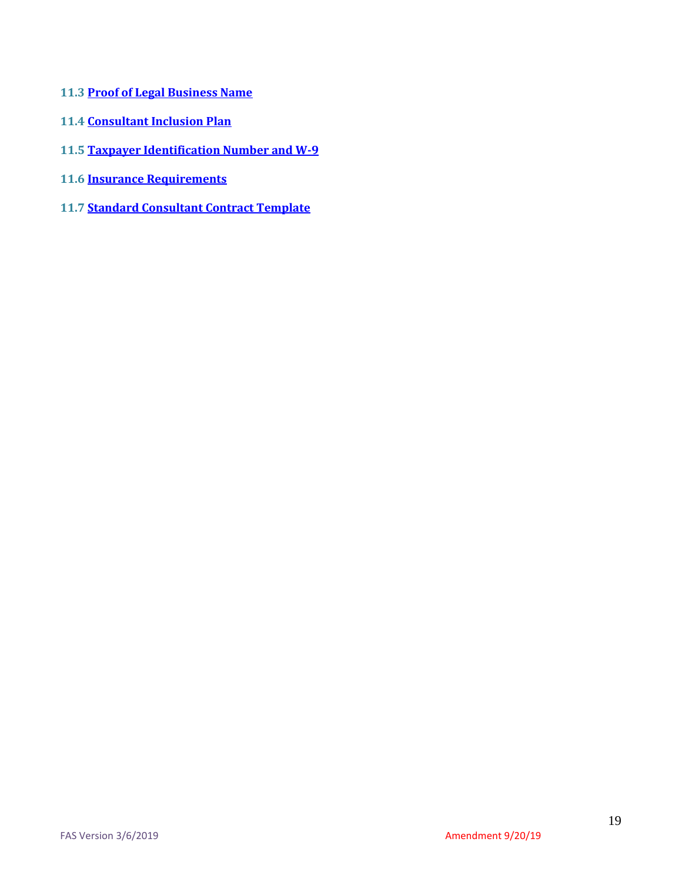**11.3 Proof of Legal Business Name**

**11.4 Consultant Inclusion Plan**

**11.5 Taxpayer Identification Number and W-9**

**11.6 Insurance Requirements**

**11.7 Standard Consultant Contract Template**